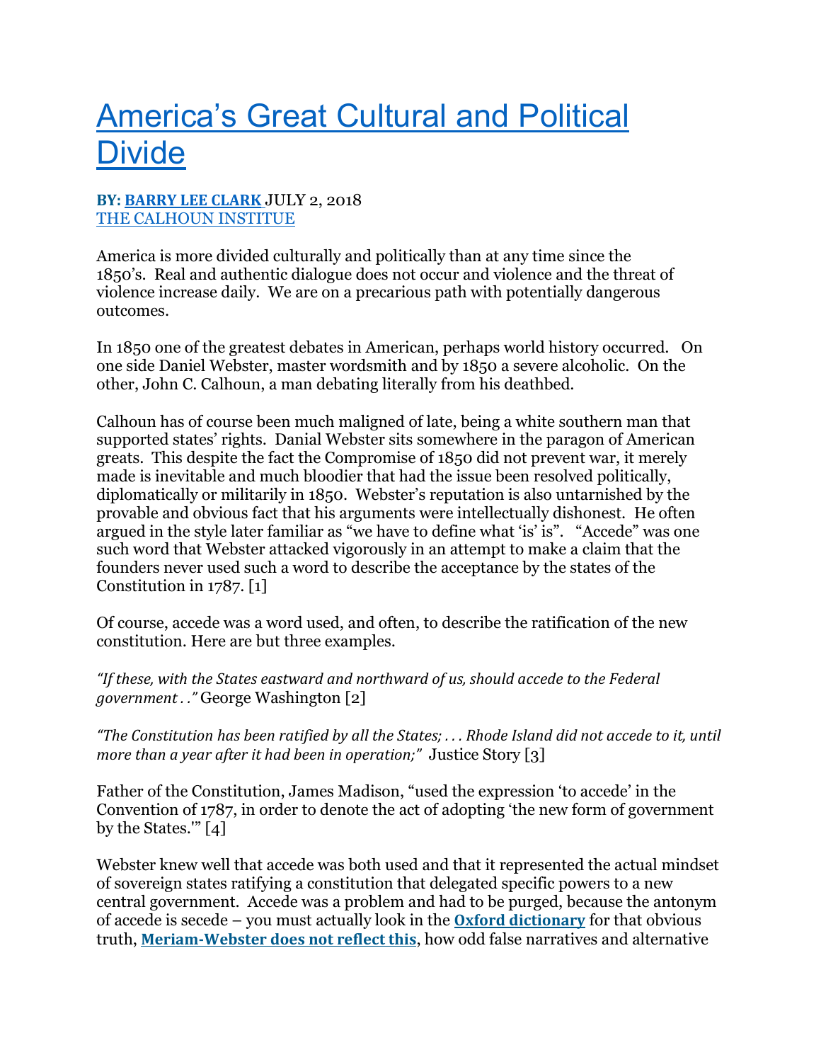# America's Great Cultural and Political Divide

**BY: BARRY LEE CLARK** JULY 2, 2018
THE CALHOUN INSTITUE

America is more divided culturally and politically than at any time since the 1850's. Real and authentic dialogue does not occur and violence and the threat of violence increase daily. We are on a precarious path with potentially dangerous outcomes.

In 1850 one of the greatest debates in American, perhaps world history occurred. On one side Daniel Webster, master wordsmith and by 1850 a severe alcoholic. On the other, John C. Calhoun, a man debating literally from his deathbed.

Calhoun has of course been much maligned of late, being a white southern man that supported states' rights. Danial Webster sits somewhere in the paragon of American greats. This despite the fact the Compromise of 1850 did not prevent war, it merely made is inevitable and much bloodier that had the issue been resolved politically, diplomatically or militarily in 1850. Webster's reputation is also untarnished by the provable and obvious fact that his arguments were intellectually dishonest. He often argued in the style later familiar as "we have to define what 'is' is". "Accede" was one such word that Webster attacked vigorously in an attempt to make a claim that the founders never used such a word to describe the acceptance by the states of the Constitution in 1787. [1]

Of course, accede was a word used, and often, to describe the ratification of the new constitution. Here are but three examples.

*"If these, with the States eastward and northward of us, should accede to the Federal government . ."* George Washington [2]

*"The Constitution has been ratified by all the States; . . . Rhode Island did not accede to it, until more than a year after it had been in operation;"* Justice Story [3]

Father of the Constitution, James Madison, "used the expression 'to accede' in the Convention of 1787, in order to denote the act of adopting 'the new form of government by the States.'" [4]

Webster knew well that accede was both used and that it represented the actual mindset of sovereign states ratifying a constitution that delegated specific powers to a new central government. Accede was a problem and had to be purged, because the antonym of accede is secede – you must actually look in the **Oxford dictionary** for that obvious truth, **Meriam-Webster does not reflect this**, how odd false narratives and alternative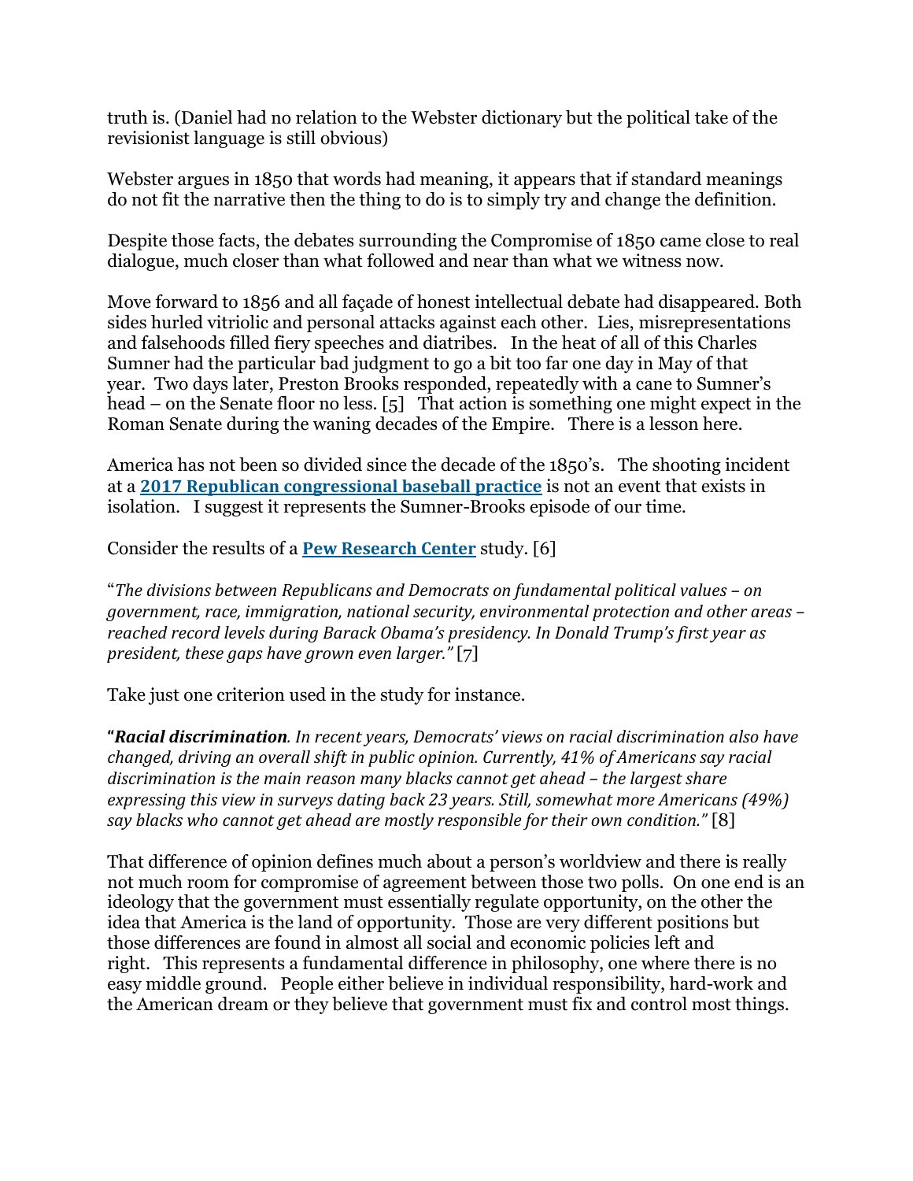truth is. (Daniel had no relation to the Webster dictionary but the political take of the revisionist language is still obvious)

Webster argues in 1850 that words had meaning, it appears that if standard meanings do not fit the narrative then the thing to do is to simply try and change the definition.

Despite those facts, the debates surrounding the Compromise of 1850 came close to real dialogue, much closer than what followed and near than what we witness now.

Move forward to 1856 and all façade of honest intellectual debate had disappeared. Both sides hurled vitriolic and personal attacks against each other. Lies, misrepresentations and falsehoods filled fiery speeches and diatribes. In the heat of all of this Charles Sumner had the particular bad judgment to go a bit too far one day in May of that year. Two days later, Preston Brooks responded, repeatedly with a cane to Sumner's head – on the Senate floor no less. [5] That action is something one might expect in the Roman Senate during the waning decades of the Empire. There is a lesson here.

America has not been so divided since the decade of the 1850's. The shooting incident at a **2017 Republican congressional baseball practice** is not an event that exists in isolation. I suggest it represents the Sumner-Brooks episode of our time.

Consider the results of a **Pew Research Center** study. [6]

"*The divisions between Republicans and Democrats on fundamental political values – on government, race, immigration, national security, environmental protection and other areas – reached record levels during Barack Obama's presidency. In Donald Trump's first year as president, these gaps have grown even larger."* [7]

Take just one criterion used in the study for instance.

"***Racial discrimination**. In recent years, Democrats' views on racial discrimination also have changed, driving an overall shift in public opinion. Currently, 41% of Americans say racial discrimination is the main reason many blacks cannot get ahead – the largest share expressing this view in surveys dating back 23 years. Still, somewhat more Americans (49%) say blacks who cannot get ahead are mostly responsible for their own condition."* [8]

That difference of opinion defines much about a person's worldview and there is really not much room for compromise of agreement between those two polls. On one end is an ideology that the government must essentially regulate opportunity, on the other the idea that America is the land of opportunity. Those are very different positions but those differences are found in almost all social and economic policies left and right. This represents a fundamental difference in philosophy, one where there is no easy middle ground. People either believe in individual responsibility, hard-work and the American dream or they believe that government must fix and control most things.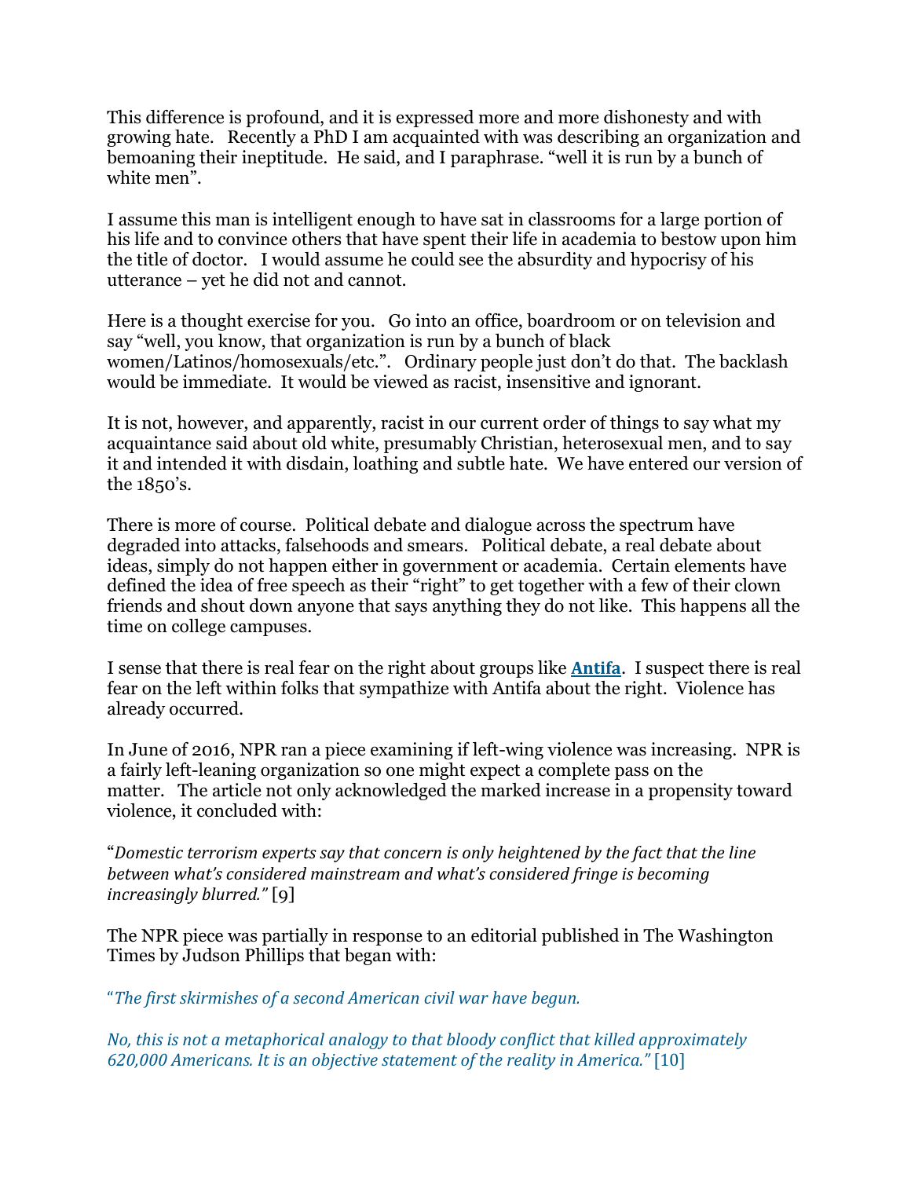This difference is profound, and it is expressed more and more dishonesty and with growing hate. Recently a PhD I am acquainted with was describing an organization and bemoaning their ineptitude. He said, and I paraphrase. "well it is run by a bunch of white men".

I assume this man is intelligent enough to have sat in classrooms for a large portion of his life and to convince others that have spent their life in academia to bestow upon him the title of doctor. I would assume he could see the absurdity and hypocrisy of his utterance – yet he did not and cannot.

Here is a thought exercise for you. Go into an office, boardroom or on television and say "well, you know, that organization is run by a bunch of black women/Latinos/homosexuals/etc.". Ordinary people just don't do that. The backlash would be immediate. It would be viewed as racist, insensitive and ignorant.

It is not, however, and apparently, racist in our current order of things to say what my acquaintance said about old white, presumably Christian, heterosexual men, and to say it and intended it with disdain, loathing and subtle hate. We have entered our version of the 1850's.

There is more of course. Political debate and dialogue across the spectrum have degraded into attacks, falsehoods and smears. Political debate, a real debate about ideas, simply do not happen either in government or academia. Certain elements have defined the idea of free speech as their "right" to get together with a few of their clown friends and shout down anyone that says anything they do not like. This happens all the time on college campuses.

I sense that there is real fear on the right about groups like **Antifa**. I suspect there is real fear on the left within folks that sympathize with Antifa about the right. Violence has already occurred.

In June of 2016, NPR ran a piece examining if left-wing violence was increasing. NPR is a fairly left-leaning organization so one might expect a complete pass on the matter. The article not only acknowledged the marked increase in a propensity toward violence, it concluded with:

"*Domestic terrorism experts say that concern is only heightened by the fact that the line between what's considered mainstream and what's considered fringe is becoming increasingly blurred."* [9]

The NPR piece was partially in response to an editorial published in The Washington Times by Judson Phillips that began with:

"*The first skirmishes of a second American civil war have begun.*

*No, this is not a metaphorical analogy to that bloody conflict that killed approximately 620,000 Americans. It is an objective statement of the reality in America."* [10]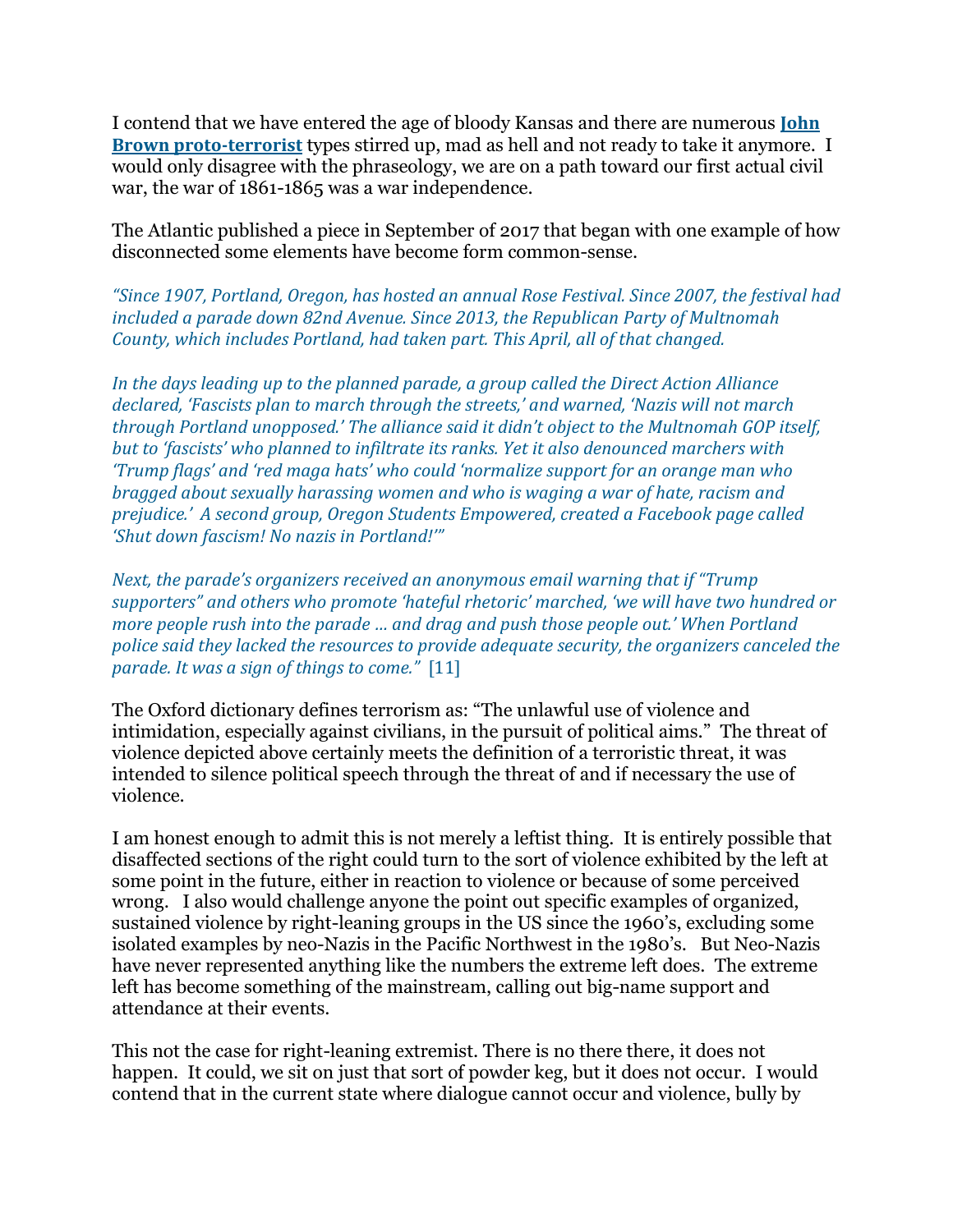I contend that we have entered the age of bloody Kansas and there are numerous **John Brown proto-terrorist** types stirred up, mad as hell and not ready to take it anymore. I would only disagree with the phraseology, we are on a path toward our first actual civil war, the war of 1861-1865 was a war independence.

The Atlantic published a piece in September of 2017 that began with one example of how disconnected some elements have become form common-sense.

*"Since 1907, Portland, Oregon, has hosted an annual Rose Festival. Since 2007, the festival had included a parade down 82nd Avenue. Since 2013, the Republican Party of Multnomah County, which includes Portland, had taken part. This April, all of that changed.*

*In the days leading up to the planned parade, a group called the Direct Action Alliance declared, 'Fascists plan to march through the streets,' and warned, 'Nazis will not march through Portland unopposed.' The alliance said it didn't object to the Multnomah GOP itself, but to 'fascists' who planned to infiltrate its ranks. Yet it also denounced marchers with 'Trump flags' and 'red maga hats' who could 'normalize support for an orange man who bragged about sexually harassing women and who is waging a war of hate, racism and prejudice.' A second group, Oregon Students Empowered, created a Facebook page called 'Shut down fascism! No nazis in Portland!'"*

*Next, the parade's organizers received an anonymous email warning that if "Trump supporters" and others who promote 'hateful rhetoric' marched, 'we will have two hundred or more people rush into the parade … and drag and push those people out.' When Portland police said they lacked the resources to provide adequate security, the organizers canceled the parade. It was a sign of things to come."* [11]

The Oxford dictionary defines terrorism as: "The unlawful use of violence and intimidation, especially against civilians, in the pursuit of political aims." The threat of violence depicted above certainly meets the definition of a terroristic threat, it was intended to silence political speech through the threat of and if necessary the use of violence.

I am honest enough to admit this is not merely a leftist thing. It is entirely possible that disaffected sections of the right could turn to the sort of violence exhibited by the left at some point in the future, either in reaction to violence or because of some perceived wrong. I also would challenge anyone the point out specific examples of organized, sustained violence by right-leaning groups in the US since the 1960's, excluding some isolated examples by neo-Nazis in the Pacific Northwest in the 1980's. But Neo-Nazis have never represented anything like the numbers the extreme left does. The extreme left has become something of the mainstream, calling out big-name support and attendance at their events.

This not the case for right-leaning extremist. There is no there there, it does not happen. It could, we sit on just that sort of powder keg, but it does not occur. I would contend that in the current state where dialogue cannot occur and violence, bully by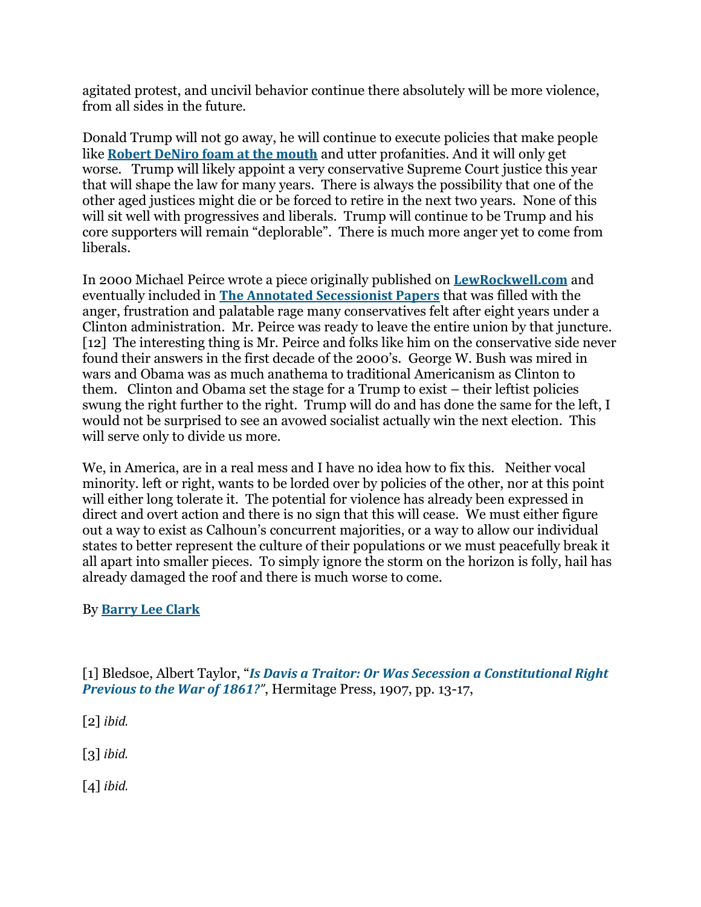agitated protest, and uncivil behavior continue there absolutely will be more violence, from all sides in the future.

Donald Trump will not go away, he will continue to execute policies that make people like **Robert DeNiro foam at the mouth** and utter profanities. And it will only get worse.   Trump will likely appoint a very conservative Supreme Court justice this year that will shape the law for many years.  There is always the possibility that one of the other aged justices might die or be forced to retire in the next two years.  None of this will sit well with progressives and liberals.  Trump will continue to be Trump and his core supporters will remain "deplorable".  There is much more anger yet to come from liberals.

In 2000 Michael Peirce wrote a piece originally published on **LewRockwell.com** and eventually included in **The Annotated Secessionist Papers** that was filled with the anger, frustration and palatable rage many conservatives felt after eight years under a Clinton administration.  Mr. Peirce was ready to leave the entire union by that juncture.[12]  The interesting thing is Mr. Peirce and folks like him on the conservative side never found their answers in the first decade of the 2000's.  George W. Bush was mired in wars and Obama was as much anathema to traditional Americanism as Clinton to them.   Clinton and Obama set the stage for a Trump to exist – their leftist policies swung the right further to the right.  Trump will do and has done the same for the left, I would not be surprised to see an avowed socialist actually win the next election.  This will serve only to divide us more.

We, in America, are in a real mess and I have no idea how to fix this.   Neither vocal minority. left or right, wants to be lorded over by policies of the other, nor at this point will either long tolerate it.  The potential for violence has already been expressed in direct and overt action and there is no sign that this will cease.  We must either figure out a way to exist as Calhoun's concurrent majorities, or a way to allow our individual states to better represent the culture of their populations or we must peacefully break it all apart into smaller pieces.  To simply ignore the storm on the horizon is folly, hail has already damaged the roof and there is much worse to come.

By **Barry Lee Clark**

[1] Bledsoe, Albert Taylor, "***Is Davis a Traitor: Or Was Secession a Constitutional Right Previous to the War of 1861?***", Hermitage Press, 1907, pp. 13-17,

[2] *ibid.*

[3] *ibid.*

[4] *ibid.*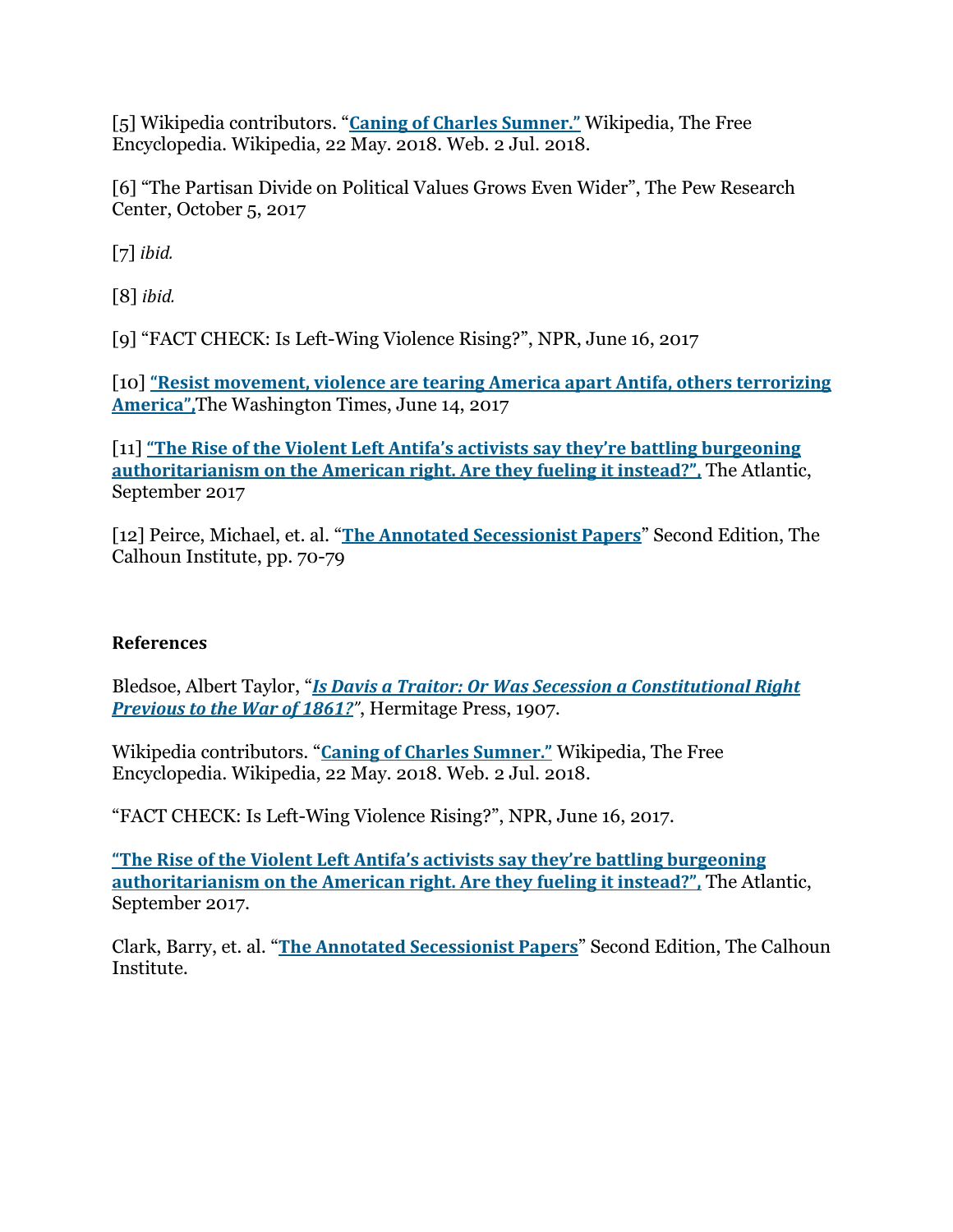[5] Wikipedia contributors. "**Caning of Charles Sumner.**" Wikipedia, The Free Encyclopedia. Wikipedia, 22 May. 2018. Web. 2 Jul. 2018.

[6] "The Partisan Divide on Political Values Grows Even Wider", The Pew Research Center, October 5, 2017

[7] *ibid.*

[8] *ibid.*

[9] "FACT CHECK: Is Left-Wing Violence Rising?", NPR, June 16, 2017

[10] **"Resist movement, violence are tearing America apart Antifa, others terrorizing America",** The Washington Times, June 14, 2017

[11] **"The Rise of the Violent Left Antifa's activists say they're battling burgeoning authoritarianism on the American right. Are they fueling it instead?",** The Atlantic, September 2017

[12] Peirce, Michael, et. al. "**The Annotated Secessionist Papers**" Second Edition, The Calhoun Institute, pp. 70-79

**References**

Bledsoe, Albert Taylor, "***Is Davis a Traitor: Or Was Secession a Constitutional Right Previous to the War of 1861?***", Hermitage Press, 1907.

Wikipedia contributors. "**Caning of Charles Sumner.**" Wikipedia, The Free Encyclopedia. Wikipedia, 22 May. 2018. Web. 2 Jul. 2018.

"FACT CHECK: Is Left-Wing Violence Rising?", NPR, June 16, 2017.

**"The Rise of the Violent Left Antifa's activists say they're battling burgeoning authoritarianism on the American right. Are they fueling it instead?",** The Atlantic, September 2017.

Clark, Barry, et. al. "**The Annotated Secessionist Papers**" Second Edition, The Calhoun Institute.